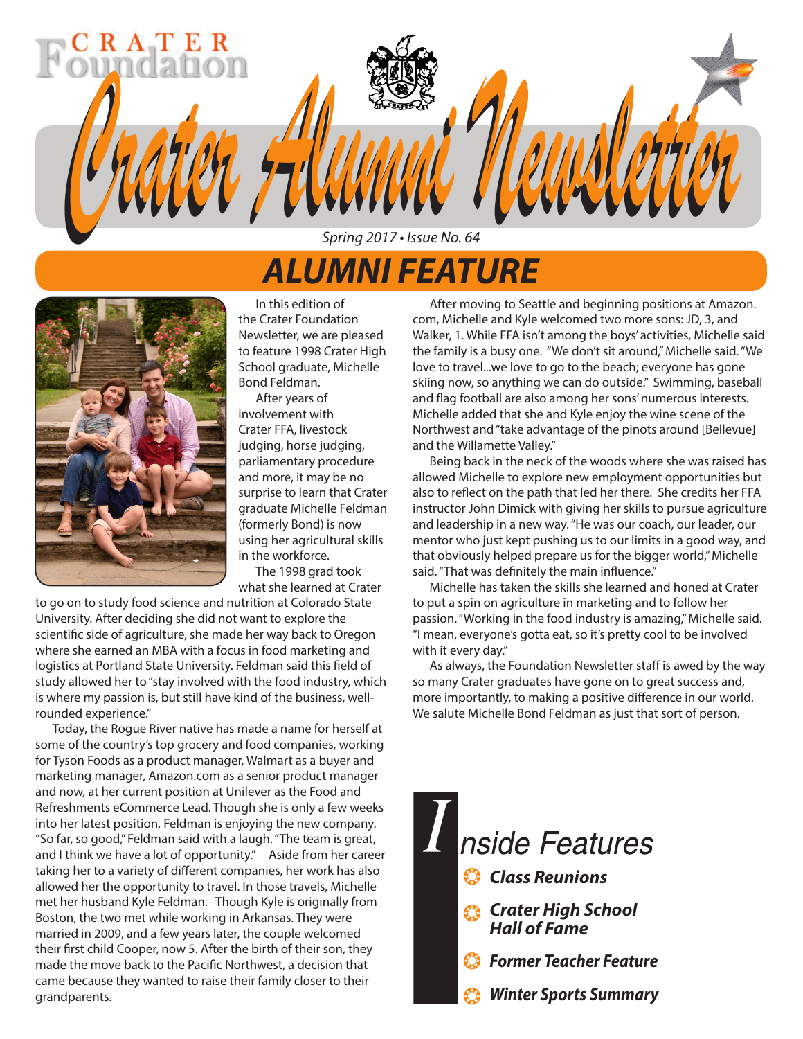# Crater Foundation

# Crater Alumni Newsletter

*Spring 2017 • Issue No. 64*

## ALUMNI FEATURE

In this edition of the Crater Foundation Newsletter, we are pleased to feature 1998 Crater High School graduate, Michelle Bond Feldman.

After years of involvement with Crater FFA, livestock judging, horse judging, parliamentary procedure and more, it may be no surprise to learn that Crater graduate Michelle Feldman (formerly Bond) is now using her agricultural skills in the workforce.

The 1998 grad took what she learned at Crater to go on to study food science and nutrition at Colorado State University. After deciding she did not want to explore the scientific side of agriculture, she made her way back to Oregon where she earned an MBA with a focus in food marketing and logistics at Portland State University. Feldman said this field of study allowed her to "stay involved with the food industry, which is where my passion is, but still have kind of the business, well-rounded experience."

Today, the Rogue River native has made a name for herself at some of the country's top grocery and food companies, working for Tyson Foods as a product manager, Walmart as a buyer and marketing manager, Amazon.com as a senior product manager and now, at her current position at Unilever as the Food and Refreshments eCommerce Lead. Though she is only a few weeks into her latest position, Feldman is enjoying the new company. "So far, so good," Feldman said with a laugh. "The team is great, and I think we have a lot of opportunity." Aside from her career taking her to a variety of different companies, her work has also allowed her the opportunity to travel. In those travels, Michelle met her husband Kyle Feldman. Though Kyle is originally from Boston, the two met while working in Arkansas. They were married in 2009, and a few years later, the couple welcomed their first child Cooper, now 5. After the birth of their son, they made the move back to the Pacific Northwest, a decision that came because they wanted to raise their family closer to their grandparents.

After moving to Seattle and beginning positions at Amazon.com, Michelle and Kyle welcomed two more sons: JD, 3, and Walker, 1. While FFA isn't among the boys' activities, Michelle said the family is a busy one. "We don't sit around," Michelle said. "We love to travel...we love to go to the beach; everyone has gone skiing now, so anything we can do outside." Swimming, baseball and flag football are also among her sons' numerous interests. Michelle added that she and Kyle enjoy the wine scene of the Northwest and "take advantage of the pinots around [Bellevue] and the Willamette Valley."

Being back in the neck of the woods where she was raised has allowed Michelle to explore new employment opportunities but also to reflect on the path that led her there. She credits her FFA instructor John Dimick with giving her skills to pursue agriculture and leadership in a new way. "He was our coach, our leader, our mentor who just kept pushing us to our limits in a good way, and that obviously helped prepare us for the bigger world," Michelle said. "That was definitely the main influence."

Michelle has taken the skills she learned and honed at Crater to put a spin on agriculture in marketing and to follow her passion. "Working in the food industry is amazing," Michelle said. "I mean, everyone's gotta eat, so it's pretty cool to be involved with it every day."

As always, the Foundation Newsletter staff is awed by the way so many Crater graduates have gone on to great success and, more importantly, to making a positive difference in our world. We salute Michelle Bond Feldman as just that sort of person.

## Inside Features

- ***Class Reunions***
- ***Crater High School Hall of Fame***
- ***Former Teacher Feature***
- ***Winter Sports Summary***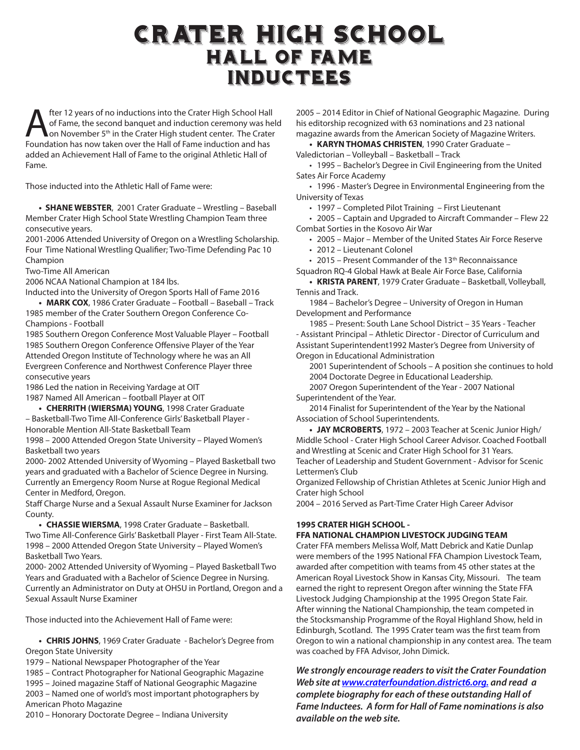# CRATER HIGH SCHOOL
## HALL OF FAME INDUCTEES

After 12 years of no inductions into the Crater High School Hall of Fame, the second banquet and induction ceremony was held on November 5th in the Crater High student center. The Crater Foundation has now taken over the Hall of Fame induction and has added an Achievement Hall of Fame to the original Athletic Hall of Fame.

Those inducted into the Athletic Hall of Fame were:

- **SHANE WEBSTER**, 2001 Crater Graduate – Wrestling – Baseball

Member Crater High School State Wrestling Champion Team three consecutive years.
2001-2006 Attended University of Oregon on a Wrestling Scholarship. Four Time National Wrestling Qualifier; Two-Time Defending Pac 10 Champion
Two-Time All American
2006 NCAA National Champion at 184 lbs.
Inducted into the University of Oregon Sports Hall of Fame 2016

- **MARK COX**, 1986 Crater Graduate – Football – Baseball – Track

1985 member of the Crater Southern Oregon Conference Co-Champions - Football
1985 Southern Oregon Conference Most Valuable Player – Football
1985 Southern Oregon Conference Offensive Player of the Year
Attended Oregon Institute of Technology where he was an All Evergreen Conference and Northwest Conference Player three consecutive years
1986 Led the nation in Receiving Yardage at OIT
1987 Named All American – football Player at OIT

- **CHERRITH (WIERSMA) YOUNG**, 1998 Crater Graduate – Basketball-Two Time All-Conference Girls' Basketball Player - Honorable Mention All-State Basketball Team

1998 – 2000 Attended Oregon State University – Played Women's Basketball two years
2000- 2002 Attended University of Wyoming – Played Basketball two years and graduated with a Bachelor of Science Degree in Nursing. Currently an Emergency Room Nurse at Rogue Regional Medical Center in Medford, Oregon.
Staff Charge Nurse and a Sexual Assault Nurse Examiner for Jackson County.

- **CHASSIE WIERSMA**, 1998 Crater Graduate – Basketball.

Two Time All-Conference Girls' Basketball Player - First Team All-State.
1998 – 2000 Attended Oregon State University – Played Women's Basketball Two Years.
2000- 2002 Attended University of Wyoming – Played Basketball Two Years and Graduated with a Bachelor of Science Degree in Nursing. Currently an Administrator on Duty at OHSU in Portland, Oregon and a Sexual Assault Nurse Examiner

Those inducted into the Achievement Hall of Fame were:

- **CHRIS JOHNS**, 1969 Crater Graduate - Bachelor's Degree from Oregon State University

1979 – National Newspaper Photographer of the Year
1985 – Contract Photographer for National Geographic Magazine
1995 – Joined magazine Staff of National Geographic Magazine
2003 – Named one of world's most important photographers by American Photo Magazine
2010 – Honorary Doctorate Degree – Indiana University
2005 – 2014 Editor in Chief of National Geographic Magazine. During his editorship recognized with 63 nominations and 23 national magazine awards from the American Society of Magazine Writers.

- **KARYN THOMAS CHRISTEN**, 1990 Crater Graduate – Valedictorian – Volleyball – Basketball – Track
  - 1995 – Bachelor's Degree in Civil Engineering from the United Sates Air Force Academy
  - 1996 - Master's Degree in Environmental Engineering from the University of Texas
  - 1997 – Completed Pilot Training – First Lieutenant
  - 2005 – Captain and Upgraded to Aircraft Commander – Flew 22 Combat Sorties in the Kosovo Air War
  - 2005 – Major – Member of the United States Air Force Reserve
  - 2012 – Lieutenant Colonel
  - 2015 – Present Commander of the 13th Reconnaissance Squadron RQ-4 Global Hawk at Beale Air Force Base, California

- **KRISTA PARENT**, 1979 Crater Graduate – Basketball, Volleyball, Tennis and Track.

1984 – Bachelor's Degree – University of Oregon in Human Development and Performance
1985 – Present: South Lane School District – 35 Years - Teacher - Assistant Principal – Athletic Director - Director of Curriculum and Assistant Superintendent1992 Master's Degree from University of Oregon in Educational Administration
2001 Superintendent of Schools – A position she continues to hold
2004 Doctorate Degree in Educational Leadership.
2007 Oregon Superintendent of the Year - 2007 National Superintendent of the Year.
2014 Finalist for Superintendent of the Year by the National Association of School Superintendents.

- **JAY MCROBERTS**, 1972 – 2003 Teacher at Scenic Junior High/ Middle School - Crater High School Career Advisor. Coached Football and Wrestling at Scenic and Crater High School for 31 Years.

Teacher of Leadership and Student Government - Advisor for Scenic Lettermen's Club
Organized Fellowship of Christian Athletes at Scenic Junior High and Crater high School
2004 – 2016 Served as Part-Time Crater High Career Advisor

**1995 CRATER HIGH SCHOOL - FFA NATIONAL CHAMPION LIVESTOCK JUDGING TEAM**

Crater FFA members Melissa Wolf, Matt Debrick and Katie Dunlap were members of the 1995 National FFA Champion Livestock Team, awarded after competition with teams from 45 other states at the American Royal Livestock Show in Kansas City, Missouri. The team earned the right to represent Oregon after winning the State FFA Livestock Judging Championship at the 1995 Oregon State Fair. After winning the National Championship, the team competed in the Stocksmanship Programme of the Royal Highland Show, held in Edinburgh, Scotland. The 1995 Crater team was the first team from Oregon to win a national championship in any contest area. The team was coached by FFA Advisor, John Dimick.

***We strongly encourage readers to visit the Crater Foundation Web site at [www.craterfoundation.district6.org.](http://www.craterfoundation.district6.org) and read a complete biography for each of these outstanding Hall of Fame Inductees. A form for Hall of Fame nominations is also available on the web site.***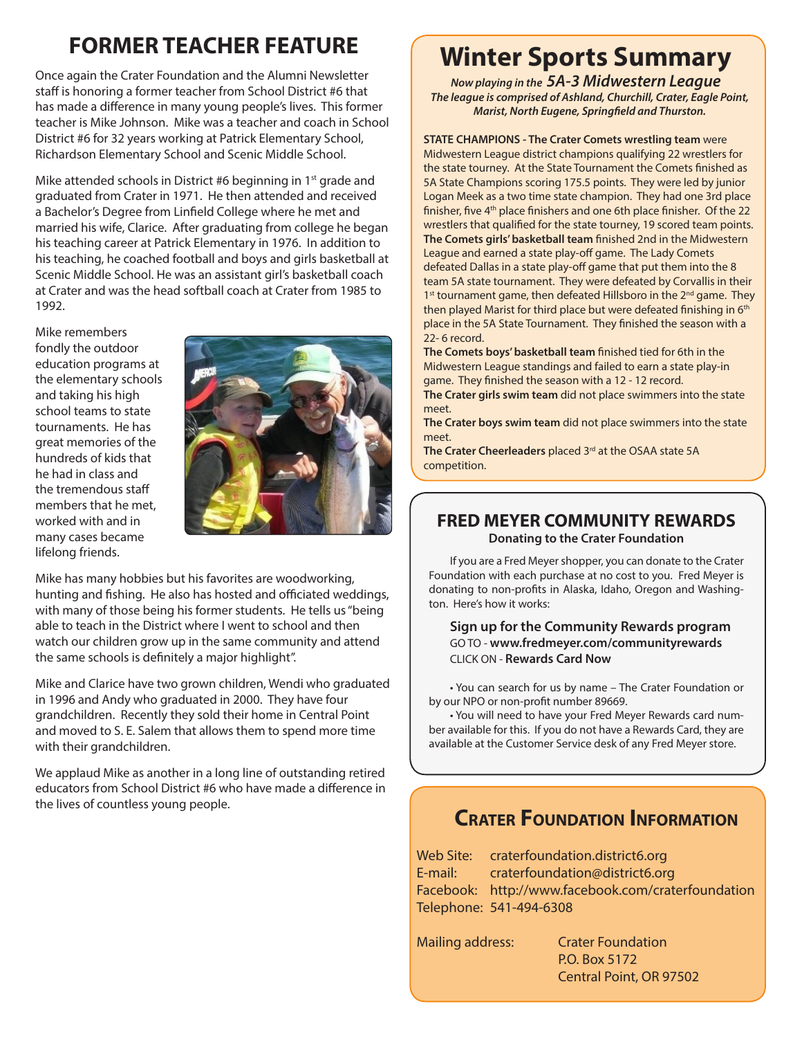# FORMER TEACHER FEATURE

Once again the Crater Foundation and the Alumni Newsletter staff is honoring a former teacher from School District #6 that has made a difference in many young people's lives. This former teacher is Mike Johnson. Mike was a teacher and coach in School District #6 for 32 years working at Patrick Elementary School, Richardson Elementary School and Scenic Middle School.

Mike attended schools in District #6 beginning in 1st grade and graduated from Crater in 1971. He then attended and received a Bachelor's Degree from Linfield College where he met and married his wife, Clarice. After graduating from college he began his teaching career at Patrick Elementary in 1976. In addition to his teaching, he coached football and boys and girls basketball at Scenic Middle School. He was an assistant girl's basketball coach at Crater and was the head softball coach at Crater from 1985 to 1992.

Mike remembers fondly the outdoor education programs at the elementary schools and taking his high school teams to state tournaments. He has great memories of the hundreds of kids that he had in class and the tremendous staff members that he met, worked with and in many cases became lifelong friends.

Mike has many hobbies but his favorites are woodworking, hunting and fishing. He also has hosted and officiated weddings, with many of those being his former students. He tells us "being able to teach in the District where I went to school and then watch our children grow up in the same community and attend the same schools is definitely a major highlight".

Mike and Clarice have two grown children, Wendi who graduated in 1996 and Andy who graduated in 2000. They have four grandchildren. Recently they sold their home in Central Point and moved to S. E. Salem that allows them to spend more time with their grandchildren.

We applaud Mike as another in a long line of outstanding retired educators from School District #6 who have made a difference in the lives of countless young people.

# Winter Sports Summary

***Now playing in the 5A-3 Midwestern League***
***The league is comprised of Ashland, Churchill, Crater, Eagle Point, Marist, North Eugene, Springfield and Thurston.***

**STATE CHAMPIONS - The Crater Comets wrestling team** were Midwestern League district champions qualifying 22 wrestlers for the state tourney. At the State Tournament the Comets finished as 5A State Champions scoring 175.5 points. They were led by junior Logan Meek as a two time state champion. They had one 3rd place finisher, five 4th place finishers and one 6th place finisher. Of the 22 wrestlers that qualified for the state tourney, 19 scored team points.

**The Comets girls' basketball team** finished 2nd in the Midwestern League and earned a state play-off game. The Lady Comets defeated Dallas in a state play-off game that put them into the 8 team 5A state tournament. They were defeated by Corvallis in their 1st tournament game, then defeated Hillsboro in the 2nd game. They then played Marist for third place but were defeated finishing in 6th place in the 5A State Tournament. They finished the season with a 22- 6 record.

**The Comets boys' basketball team** finished tied for 6th in the Midwestern League standings and failed to earn a state play-in game. They finished the season with a 12 - 12 record.

**The Crater girls swim team** did not place swimmers into the state meet.

**The Crater boys swim team** did not place swimmers into the state meet.

**The Crater Cheerleaders** placed 3rd at the OSAA state 5A competition.

## FRED MEYER COMMUNITY REWARDS

**Donating to the Crater Foundation**

If you are a Fred Meyer shopper, you can donate to the Crater Foundation with each purchase at no cost to you. Fred Meyer is donating to non-profits in Alaska, Idaho, Oregon and Washington. Here's how it works:

**Sign up for the Community Rewards program**
GO TO - **www.fredmeyer.com/communityrewards**
CLICK ON - **Rewards Card Now**

- You can search for us by name – The Crater Foundation or by our NPO or non-profit number 89669.
- You will need to have your Fred Meyer Rewards card number available for this. If you do not have a Rewards Card, they are available at the Customer Service desk of any Fred Meyer store.

## Crater Foundation Information

Web Site: craterfoundation.district6.org
E-mail: craterfoundation@district6.org
Facebook: http://www.facebook.com/craterfoundation
Telephone: 541-494-6308

Mailing address:
Crater Foundation
P.O. Box 5172
Central Point, OR 97502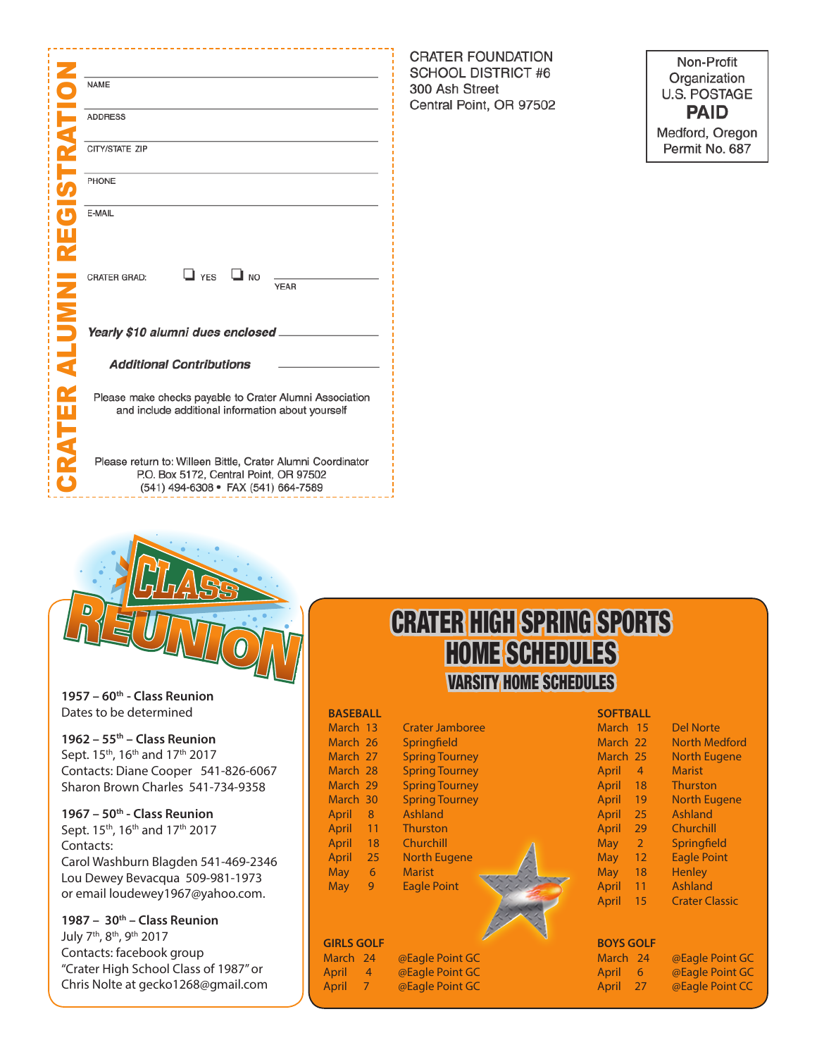## CRATER ALUMNI REGISTRATION

NAME

ADDRESS

CITY/STATE ZIP

PHONE

E-MAIL

CRATER GRAD: ☐ YES ☐ NO YEAR

***Yearly $10 alumni dues enclosed***

***Additional Contributions***

Please make checks payable to Crater Alumni Association and include additional information about yourself

Please return to: Willeen Bittle, Crater Alumni Coordinator
P.O. Box 5172, Central Point, OR 97502
(541) 494-6308 • FAX (541) 664-7589

CRATER FOUNDATION
SCHOOL DISTRICT #6
300 Ash Street
Central Point, OR 97502

Non-Profit
Organization
U.S. POSTAGE
**PAID**
Medford, Oregon
Permit No. 687

## CLASS REUNION

**1957 – 60th - Class Reunion**
Dates to be determined

**1962 – 55th – Class Reunion**
Sept. 15th, 16th and 17th 2017
Contacts: Diane Cooper 541-826-6067
Sharon Brown Charles 541-734-9358

**1967 – 50th - Class Reunion**
Sept. 15th, 16th and 17th 2017
Contacts:
Carol Washburn Blagden 541-469-2346
Lou Dewey Bevacqua 509-981-1973
or email loudewey1967@yahoo.com.

**1987 – 30th – Class Reunion**
July 7th, 8th, 9th 2017
Contacts: facebook group
"Crater High School Class of 1987" or
Chris Nolte at gecko1268@gmail.com

## CRATER HIGH SPRING SPORTS HOME SCHEDULES

### VARSITY HOME SCHEDULES

**BASEBALL**

| | |
|---|---|
| March 13 | Crater Jamboree |
| March 26 | Springfield |
| March 27 | Spring Tourney |
| March 28 | Spring Tourney |
| March 29 | Spring Tourney |
| March 30 | Spring Tourney |
| April 8 | Ashland |
| April 11 | Thurston |
| April 18 | Churchill |
| April 25 | North Eugene |
| May 6 | Marist |
| May 9 | Eagle Point |

**SOFTBALL**

| | |
|---|---|
| March 15 | Del Norte |
| March 22 | North Medford |
| March 25 | North Eugene |
| April 4 | Marist |
| April 18 | Thurston |
| April 19 | North Eugene |
| April 25 | Ashland |
| April 29 | Churchill |
| May 2 | Springfield |
| May 12 | Eagle Point |
| May 18 | Henley |
| April 11 | Ashland |
| April 15 | Crater Classic |

**GIRLS GOLF**

| | |
|---|---|
| March 24 | @Eagle Point GC |
| April 4 | @Eagle Point GC |
| April 7 | @Eagle Point GC |

**BOYS GOLF**

| | |
|---|---|
| March 24 | @Eagle Point GC |
| April 6 | @Eagle Point GC |
| April 27 | @Eagle Point CC |